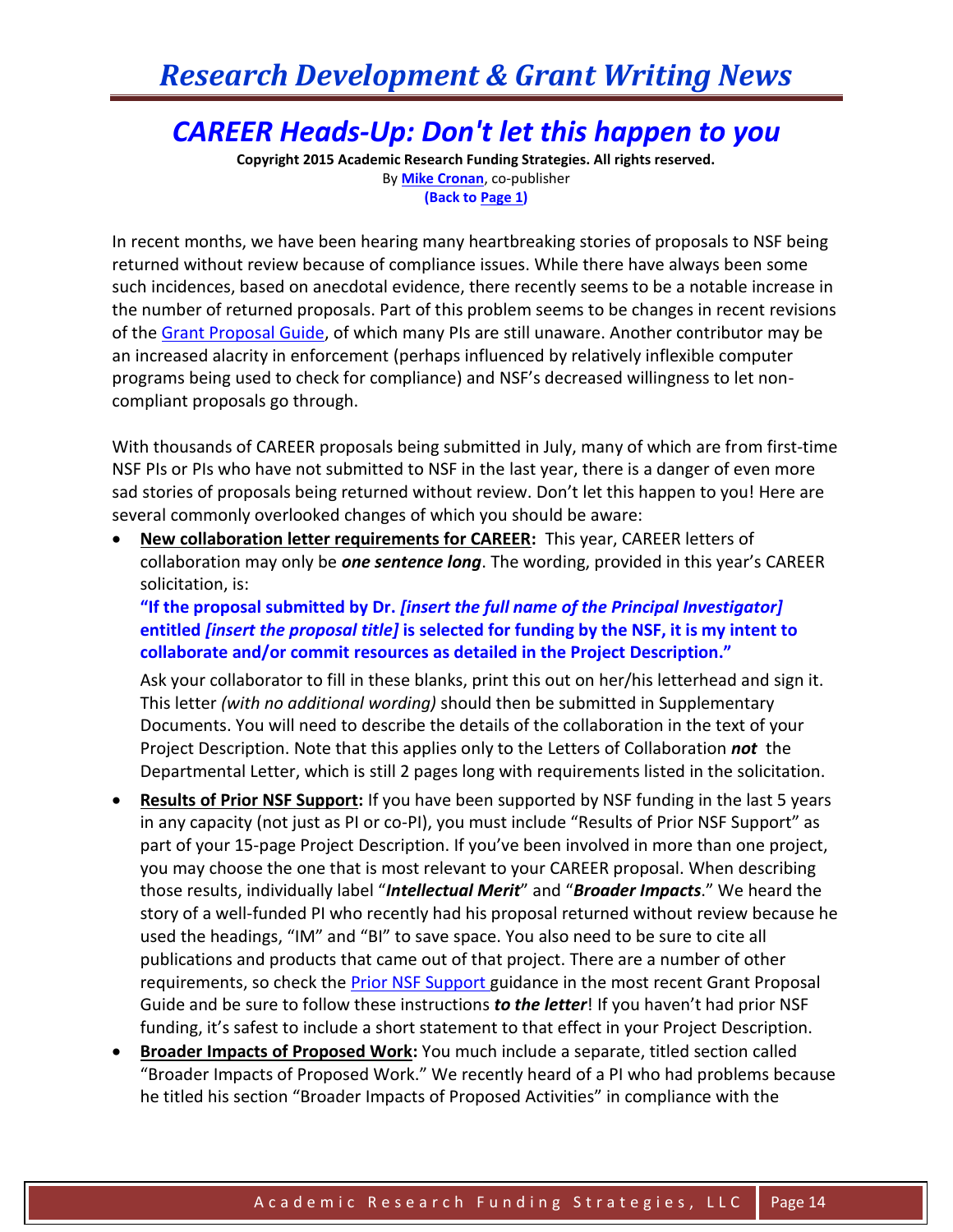# CAREER Heads-Up: Don't let this happen to you

**Copyright 2015 Academic Research Funding Strategies. All rights reserved.**
By **Mike Cronan**, co-publisher
**(Back to Page 1)**

In recent months, we have been hearing many heartbreaking stories of proposals to NSF being returned without review because of compliance issues. While there have always been some such incidences, based on anecdotal evidence, there recently seems to be a notable increase in the number of returned proposals. Part of this problem seems to be changes in recent revisions of the Grant Proposal Guide, of which many PIs are still unaware. Another contributor may be an increased alacrity in enforcement (perhaps influenced by relatively inflexible computer programs being used to check for compliance) and NSF's decreased willingness to let non-compliant proposals go through.

With thousands of CAREER proposals being submitted in July, many of which are from first-time NSF PIs or PIs who have not submitted to NSF in the last year, there is a danger of even more sad stories of proposals being returned without review. Don't let this happen to you! Here are several commonly overlooked changes of which you should be aware:

- **New collaboration letter requirements for CAREER:** This year, CAREER letters of collaboration may only be ***one sentence long***. The wording, provided in this year's CAREER solicitation, is:

  **"If the proposal submitted by Dr. *[insert the full name of the Principal Investigator]* entitled *[insert the proposal title]* is selected for funding by the NSF, it is my intent to collaborate and/or commit resources as detailed in the Project Description."**

  Ask your collaborator to fill in these blanks, print this out on her/his letterhead and sign it. This letter *(with no additional wording)* should then be submitted in Supplementary Documents. You will need to describe the details of the collaboration in the text of your Project Description. Note that this applies only to the Letters of Collaboration ***not*** the Departmental Letter, which is still 2 pages long with requirements listed in the solicitation.
- **Results of Prior NSF Support:** If you have been supported by NSF funding in the last 5 years in any capacity (not just as PI or co-PI), you must include "Results of Prior NSF Support" as part of your 15-page Project Description. If you've been involved in more than one project, you may choose the one that is most relevant to your CAREER proposal. When describing those results, individually label "***Intellectual Merit***" and "***Broader Impacts***." We heard the story of a well-funded PI who recently had his proposal returned without review because he used the headings, "IM" and "BI" to save space. You also need to be sure to cite all publications and products that came out of that project. There are a number of other requirements, so check the Prior NSF Support guidance in the most recent Grant Proposal Guide and be sure to follow these instructions ***to the letter***! If you haven't had prior NSF funding, it's safest to include a short statement to that effect in your Project Description.
- **Broader Impacts of Proposed Work:** You much include a separate, titled section called "Broader Impacts of Proposed Work." We recently heard of a PI who had problems because he titled his section "Broader Impacts of Proposed Activities" in compliance with the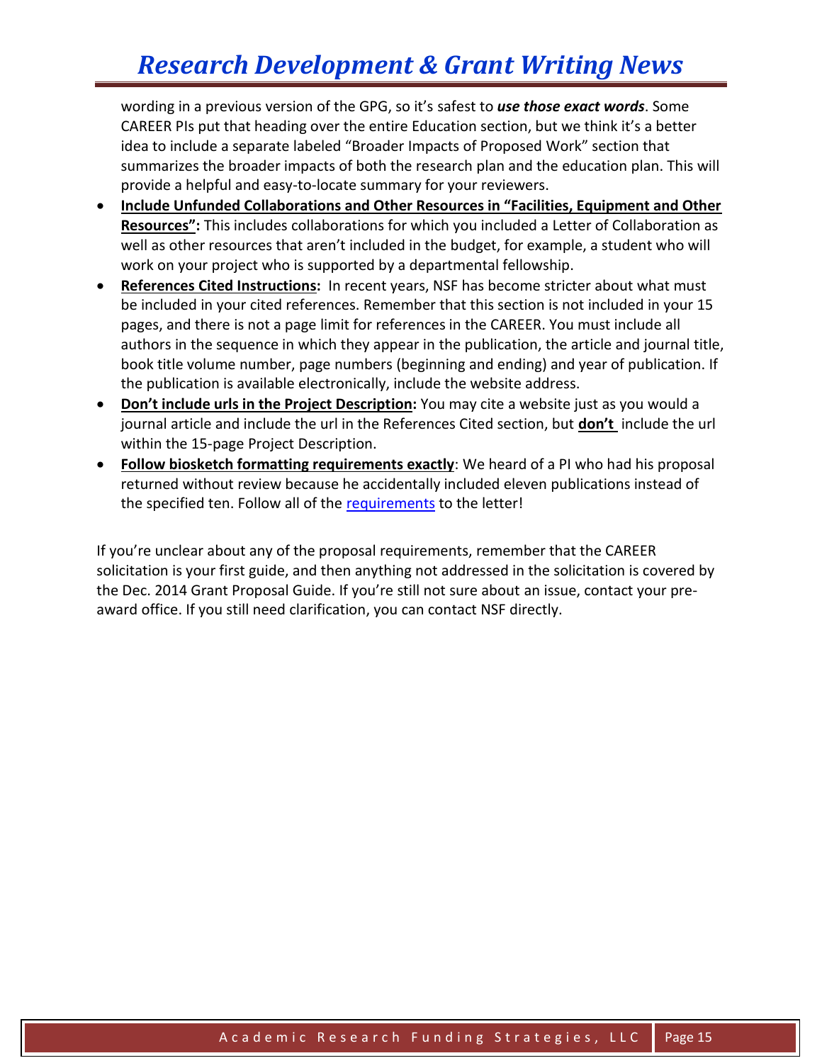wording in a previous version of the GPG, so it's safest to ***use those exact words***. Some CAREER PIs put that heading over the entire Education section, but we think it's a better idea to include a separate labeled "Broader Impacts of Proposed Work" section that summarizes the broader impacts of both the research plan and the education plan. This will provide a helpful and easy-to-locate summary for your reviewers.

- **Include Unfunded Collaborations and Other Resources in "Facilities, Equipment and Other Resources":** This includes collaborations for which you included a Letter of Collaboration as well as other resources that aren't included in the budget, for example, a student who will work on your project who is supported by a departmental fellowship.
- **References Cited Instructions:** In recent years, NSF has become stricter about what must be included in your cited references. Remember that this section is not included in your 15 pages, and there is not a page limit for references in the CAREER. You must include all authors in the sequence in which they appear in the publication, the article and journal title, book title volume number, page numbers (beginning and ending) and year of publication. If the publication is available electronically, include the website address.
- **Don't include urls in the Project Description:** You may cite a website just as you would a journal article and include the url in the References Cited section, but **don't** include the url within the 15-page Project Description.
- **Follow biosketch formatting requirements exactly**: We heard of a PI who had his proposal returned without review because he accidentally included eleven publications instead of the specified ten. Follow all of the requirements to the letter!

If you're unclear about any of the proposal requirements, remember that the CAREER solicitation is your first guide, and then anything not addressed in the solicitation is covered by the Dec. 2014 Grant Proposal Guide. If you're still not sure about an issue, contact your pre-award office. If you still need clarification, you can contact NSF directly.